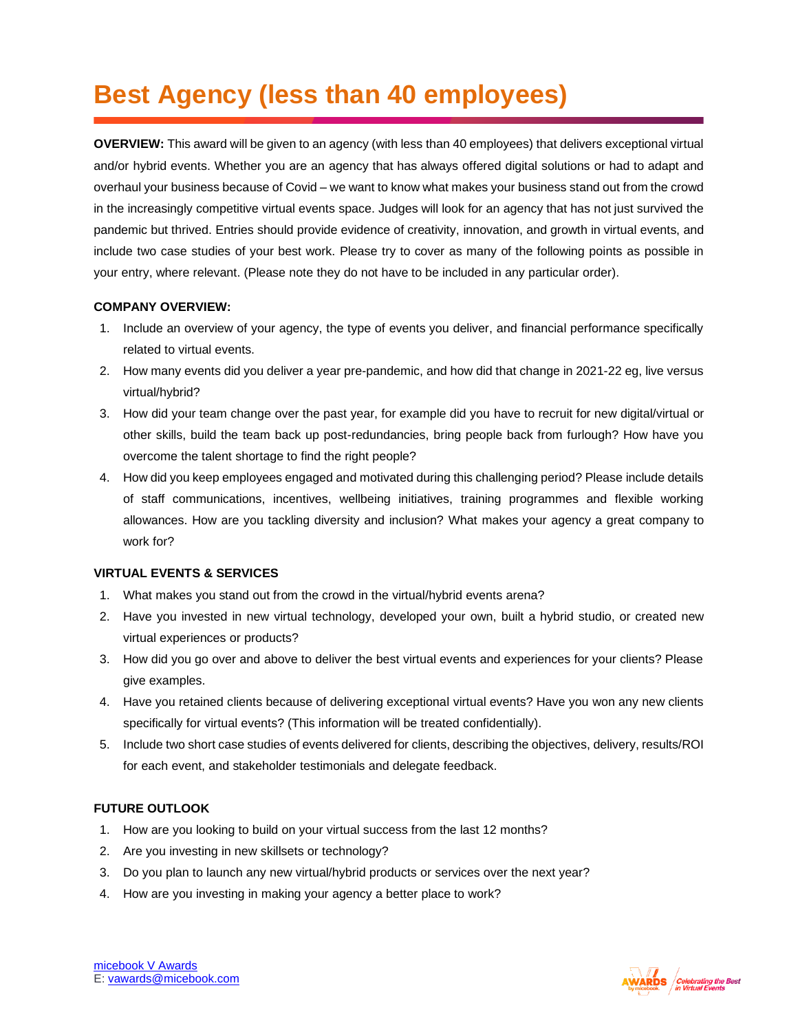# Best Agency (less than 40 employees)

**OVERVIEW:** This award will be given to an agency (with less than 40 employees) that delivers exceptional virtual and/or hybrid events. Whether you are an agency that has always offered digital solutions or had to adapt and overhaul your business because of Covid – we want to know what makes your business stand out from the crowd in the increasingly competitive virtual events space. Judges will look for an agency that has not just survived the pandemic but thrived. Entries should provide evidence of creativity, innovation, and growth in virtual events, and include two case studies of your best work. Please try to cover as many of the following points as possible in your entry, where relevant. (Please note they do not have to be included in any particular order).

**COMPANY OVERVIEW:**

1. Include an overview of your agency, the type of events you deliver, and financial performance specifically related to virtual events.
2. How many events did you deliver a year pre-pandemic, and how did that change in 2021-22 eg, live versus virtual/hybrid?
3. How did your team change over the past year, for example did you have to recruit for new digital/virtual or other skills, build the team back up post-redundancies, bring people back from furlough? How have you overcome the talent shortage to find the right people?
4. How did you keep employees engaged and motivated during this challenging period? Please include details of staff communications, incentives, wellbeing initiatives, training programmes and flexible working allowances. How are you tackling diversity and inclusion? What makes your agency a great company to work for?

**VIRTUAL EVENTS & SERVICES**

1. What makes you stand out from the crowd in the virtual/hybrid events arena?
2. Have you invested in new virtual technology, developed your own, built a hybrid studio, or created new virtual experiences or products?
3. How did you go over and above to deliver the best virtual events and experiences for your clients? Please give examples.
4. Have you retained clients because of delivering exceptional virtual events? Have you won any new clients specifically for virtual events? (This information will be treated confidentially).
5. Include two short case studies of events delivered for clients, describing the objectives, delivery, results/ROI for each event, and stakeholder testimonials and delegate feedback.

**FUTURE OUTLOOK**

1. How are you looking to build on your virtual success from the last 12 months?
2. Are you investing in new skillsets or technology?
3. Do you plan to launch any new virtual/hybrid products or services over the next year?
4. How are you investing in making your agency a better place to work?

micebook V Awards
E: vawards@micebook.com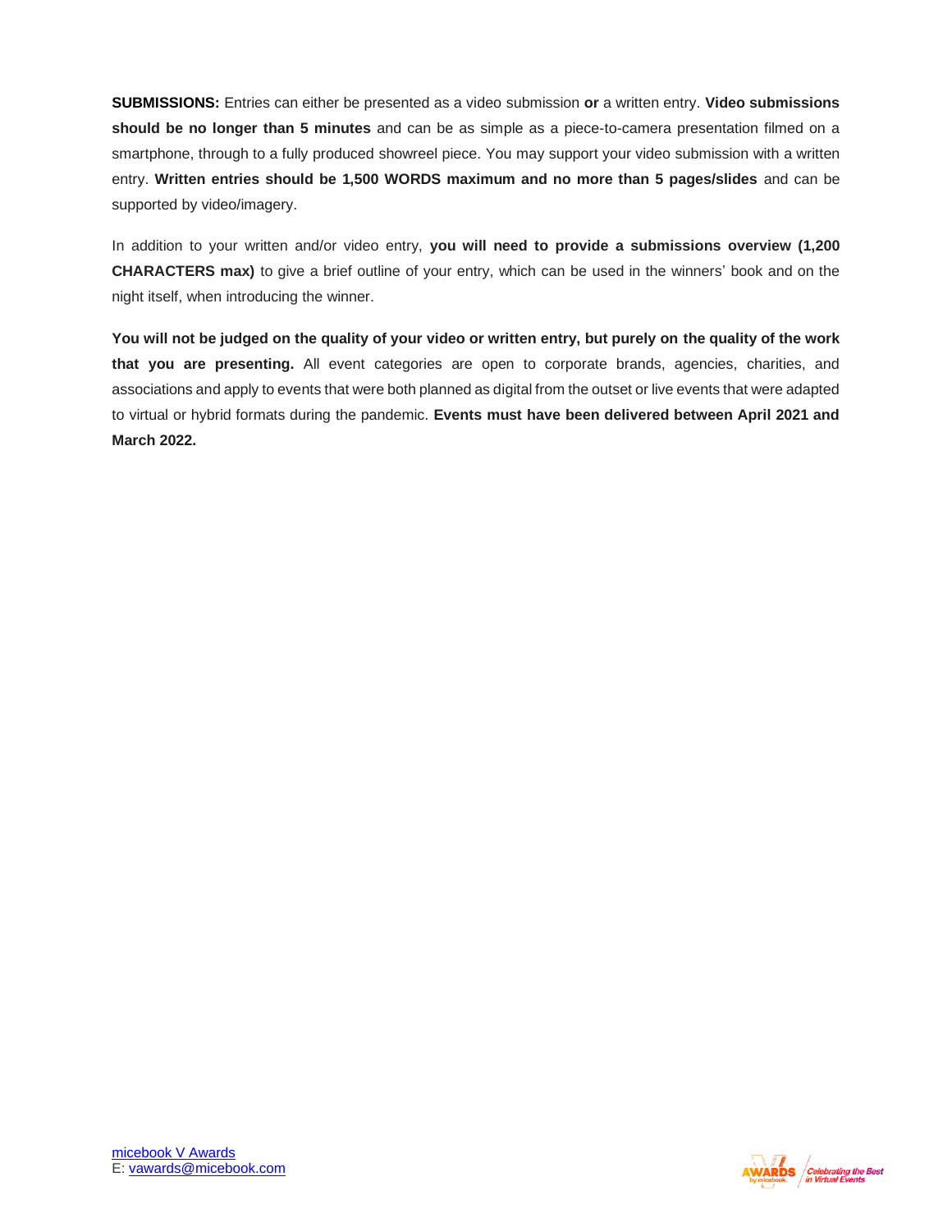**SUBMISSIONS:** Entries can either be presented as a video submission **or** a written entry. **Video submissions should be no longer than 5 minutes** and can be as simple as a piece-to-camera presentation filmed on a smartphone, through to a fully produced showreel piece. You may support your video submission with a written entry. **Written entries should be 1,500 WORDS maximum and no more than 5 pages/slides** and can be supported by video/imagery.

In addition to your written and/or video entry, **you will need to provide a submissions overview (1,200 CHARACTERS max)** to give a brief outline of your entry, which can be used in the winners' book and on the night itself, when introducing the winner.

**You will not be judged on the quality of your video or written entry, but purely on the quality of the work that you are presenting.** All event categories are open to corporate brands, agencies, charities, and associations and apply to events that were both planned as digital from the outset or live events that were adapted to virtual or hybrid formats during the pandemic. **Events must have been delivered between April 2021 and March 2022.**

micebook V Awards
E: vawards@micebook.com